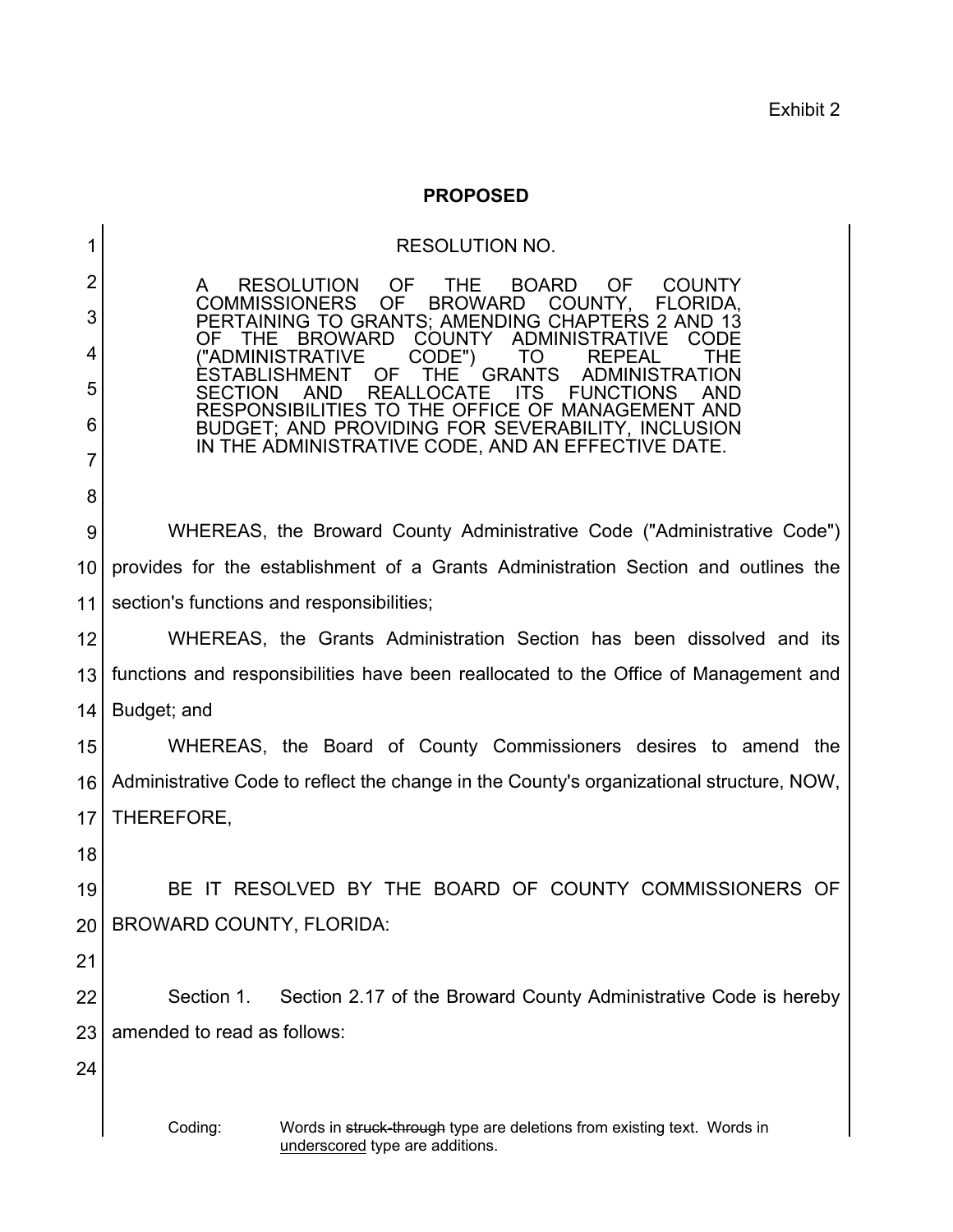Exhibit 2

**PROPOSED**

RESOLUTION NO.

A RESOLUTION OF THE BOARD OF COUNTY COMMISSIONERS OF BROWARD COUNTY, FLORIDA, PERTAINING TO GRANTS; AMENDING CHAPTERS 2 AND 13 OF THE BROWARD COUNTY ADMINISTRATIVE CODE ("ADMINISTRATIVE CODE") TO REPEAL THE ESTABLISHMENT OF THE GRANTS ADMINISTRATION SECTION AND REALLOCATE ITS FUNCTIONS AND RESPONSIBILITIES TO THE OFFICE OF MANAGEMENT AND BUDGET; AND PROVIDING FOR SEVERABILITY, INCLUSION IN THE ADMINISTRATIVE CODE, AND AN EFFECTIVE DATE.

WHEREAS, the Broward County Administrative Code ("Administrative Code") provides for the establishment of a Grants Administration Section and outlines the section's functions and responsibilities;

WHEREAS, the Grants Administration Section has been dissolved and its functions and responsibilities have been reallocated to the Office of Management and Budget; and

WHEREAS, the Board of County Commissioners desires to amend the Administrative Code to reflect the change in the County's organizational structure, NOW, THEREFORE,

BE IT RESOLVED BY THE BOARD OF COUNTY COMMISSIONERS OF BROWARD COUNTY, FLORIDA:

Section 1. Section 2.17 of the Broward County Administrative Code is hereby amended to read as follows:

Coding: Words in ~~struck-through~~ type are deletions from existing text. Words in <u>underscored</u> type are additions.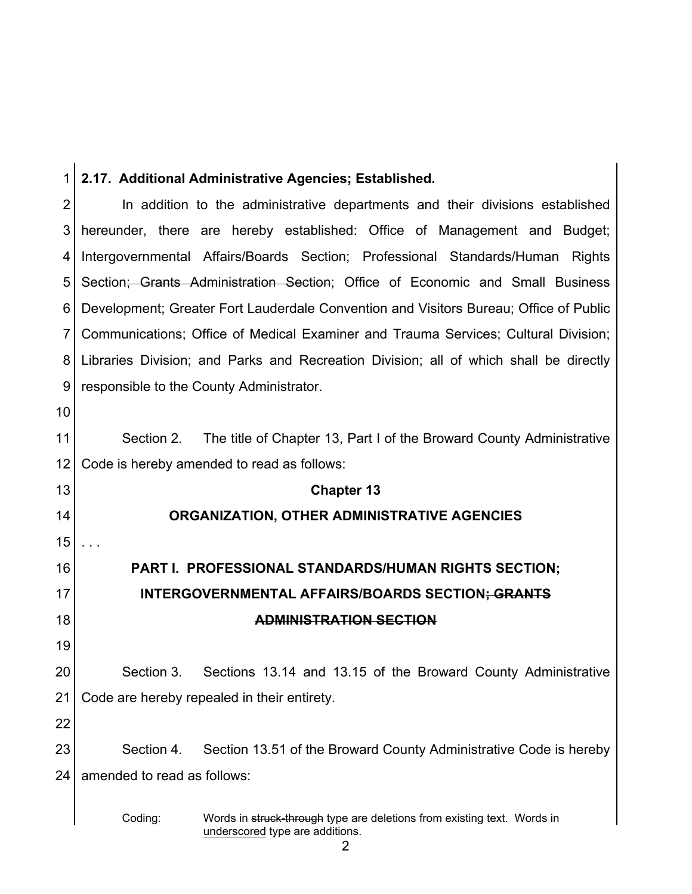**2.17. Additional Administrative Agencies; Established.**

In addition to the administrative departments and their divisions established hereunder, there are hereby established: Office of Management and Budget; Intergovernmental Affairs/Boards Section; Professional Standards/Human Rights Section~~; Grants Administration Section~~; Office of Economic and Small Business Development; Greater Fort Lauderdale Convention and Visitors Bureau; Office of Public Communications; Office of Medical Examiner and Trauma Services; Cultural Division; Libraries Division; and Parks and Recreation Division; all of which shall be directly responsible to the County Administrator.

Section 2. The title of Chapter 13, Part I of the Broward County Administrative Code is hereby amended to read as follows:

**Chapter 13**

**ORGANIZATION, OTHER ADMINISTRATIVE AGENCIES**

. . .

**PART I. PROFESSIONAL STANDARDS/HUMAN RIGHTS SECTION; INTERGOVERNMENTAL AFFAIRS/BOARDS SECTION~~; GRANTS ADMINISTRATION SECTION~~**

Section 3. Sections 13.14 and 13.15 of the Broward County Administrative Code are hereby repealed in their entirety.

Section 4. Section 13.51 of the Broward County Administrative Code is hereby amended to read as follows:

Coding: Words in ~~struck-through~~ type are deletions from existing text. Words in <u>underscored</u> type are additions.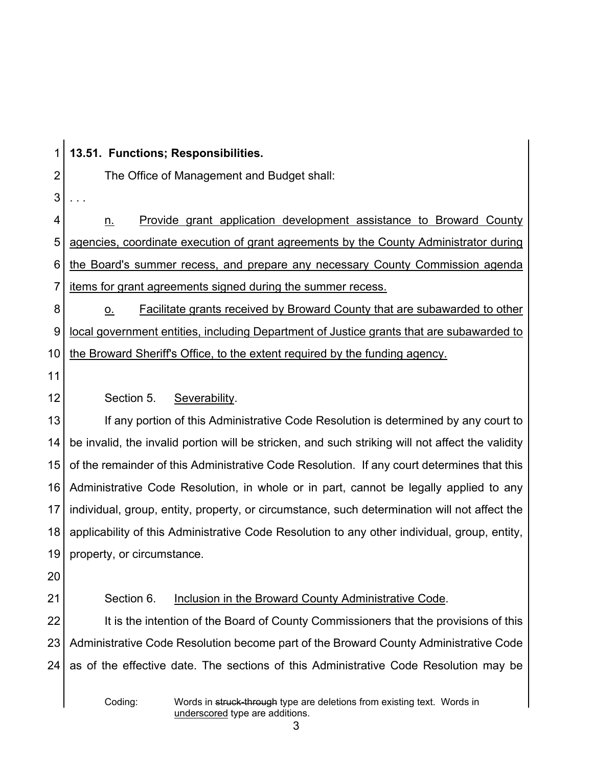**13.51. Functions; Responsibilities.**

The Office of Management and Budget shall:

. . .

<u>n.</u> <u>Provide grant application development assistance to Broward County agencies, coordinate execution of grant agreements by the County Administrator during the Board's summer recess, and prepare any necessary County Commission agenda items for grant agreements signed during the summer recess.</u>

<u>o.</u> <u>Facilitate grants received by Broward County that are subawarded to other local government entities, including Department of Justice grants that are subawarded to the Broward Sheriff's Office, to the extent required by the funding agency.</u>

Section 5. <u>Severability</u>.

If any portion of this Administrative Code Resolution is determined by any court to be invalid, the invalid portion will be stricken, and such striking will not affect the validity of the remainder of this Administrative Code Resolution. If any court determines that this Administrative Code Resolution, in whole or in part, cannot be legally applied to any individual, group, entity, property, or circumstance, such determination will not affect the applicability of this Administrative Code Resolution to any other individual, group, entity, property, or circumstance.

Section 6. <u>Inclusion in the Broward County Administrative Code</u>.

It is the intention of the Board of County Commissioners that the provisions of this Administrative Code Resolution become part of the Broward County Administrative Code as of the effective date. The sections of this Administrative Code Resolution may be

Coding: Words in ~~struck-through~~ type are deletions from existing text. Words in <u>underscored</u> type are additions.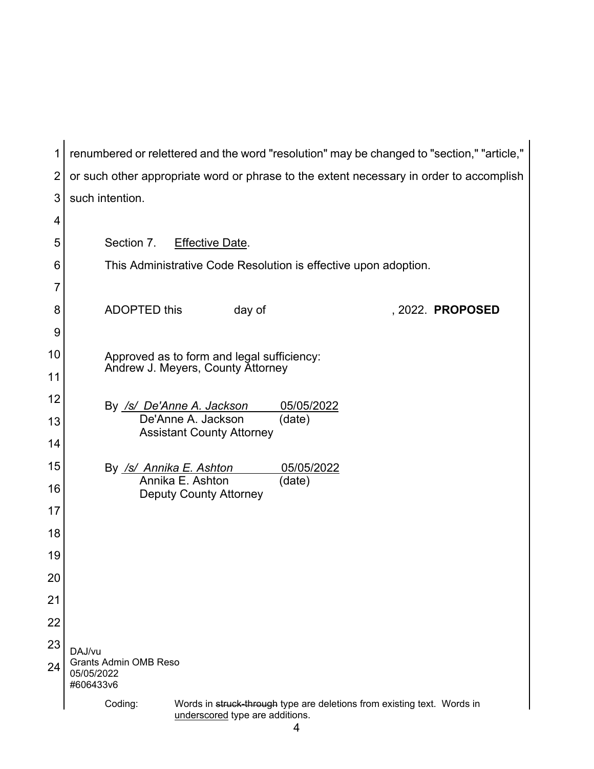renumbered or relettered and the word "resolution" may be changed to "section," "article," or such other appropriate word or phrase to the extent necessary in order to accomplish such intention.

Section 7. Effective Date.

This Administrative Code Resolution is effective upon adoption.

ADOPTED this day of , 2022. **PROPOSED**

Approved as to form and legal sufficiency:
Andrew J. Meyers, County Attorney

By */s/ De'Anne A. Jackson* 05/05/2022
De'Anne A. Jackson (date)
Assistant County Attorney

By */s/ Annika E. Ashton* 05/05/2022
Annika E. Ashton (date)
Deputy County Attorney

DAJ/vu
Grants Admin OMB Reso
05/05/2022
#606433v6

Coding: Words in ~~struck-through~~ type are deletions from existing text. Words in underscored type are additions.